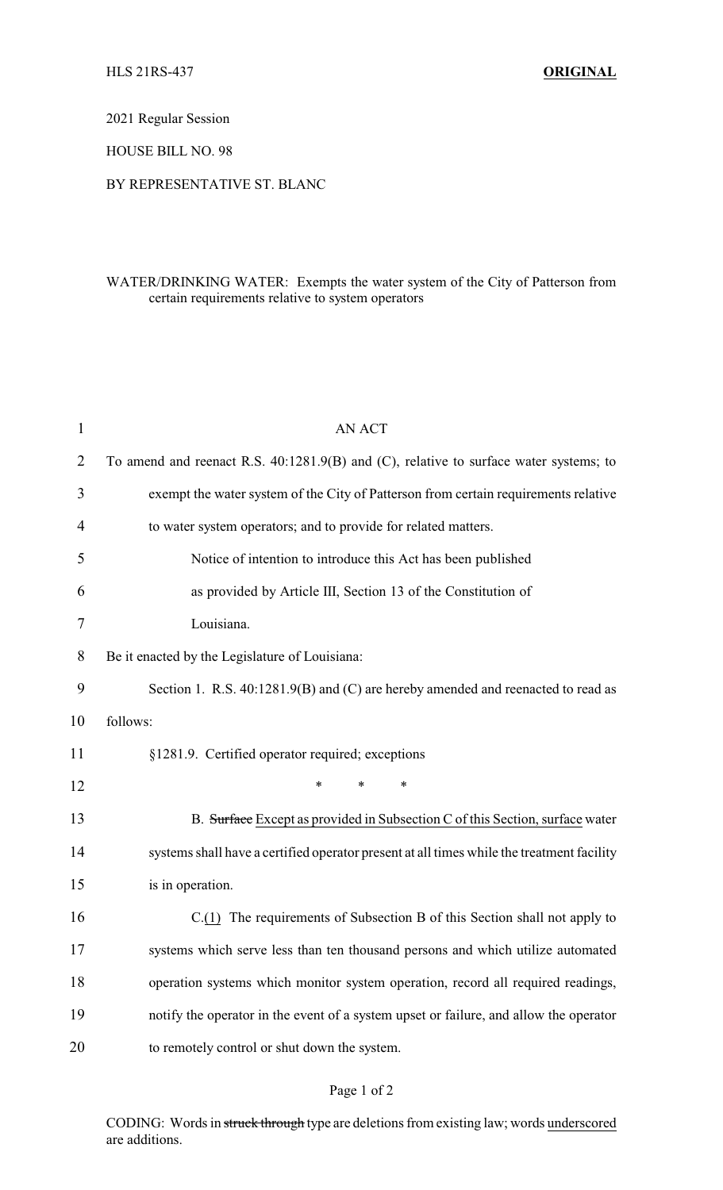HLS 21RS-437 **ORIGINAL**

2021 Regular Session

HOUSE BILL NO. 98

BY REPRESENTATIVE ST. BLANC

WATER/DRINKING WATER: Exempts the water system of the City of Patterson from certain requirements relative to system operators

AN ACT

To amend and reenact R.S. 40:1281.9(B) and (C), relative to surface water systems; to exempt the water system of the City of Patterson from certain requirements relative to water system operators; and to provide for related matters.

Notice of intention to introduce this Act has been published as provided by Article III, Section 13 of the Constitution of Louisiana.

Be it enacted by the Legislature of Louisiana:

Section 1. R.S. 40:1281.9(B) and (C) are hereby amended and reenacted to read as follows:

§1281.9. Certified operator required; exceptions

\* \* \*

B. ~~Surface~~ Except as provided in Subsection C of this Section, surface water systems shall have a certified operator present at all times while the treatment facility is in operation.

C.(1) The requirements of Subsection B of this Section shall not apply to systems which serve less than ten thousand persons and which utilize automated operation systems which monitor system operation, record all required readings, notify the operator in the event of a system upset or failure, and allow the operator to remotely control or shut down the system.

CODING: Words in ~~struck through~~ type are deletions from existing law; words underscored are additions.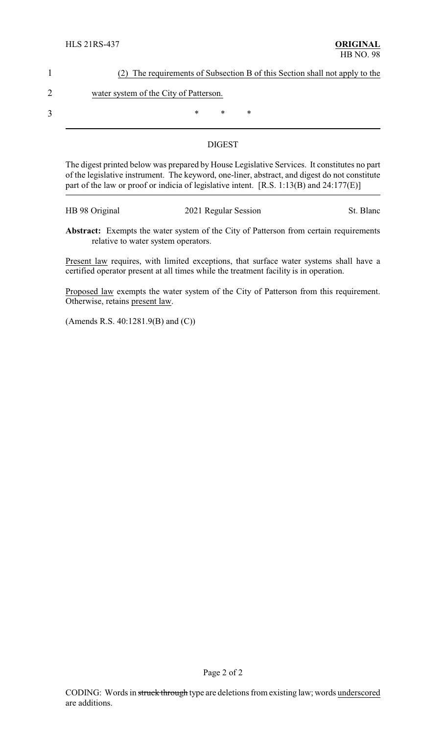1 (2) The requirements of Subsection B of this Section shall not apply to the

2 water system of the City of Patterson.

3 \* \* \*

## DIGEST

The digest printed below was prepared by House Legislative Services. It constitutes no part of the legislative instrument. The keyword, one-liner, abstract, and digest do not constitute part of the law or proof or indicia of legislative intent. [R.S. 1:13(B) and 24:177(E)]

HB 98 Original 2021 Regular Session St. Blanc

**Abstract:** Exempts the water system of the City of Patterson from certain requirements relative to water system operators.

Present law requires, with limited exceptions, that surface water systems shall have a certified operator present at all times while the treatment facility is in operation.

Proposed law exempts the water system of the City of Patterson from this requirement. Otherwise, retains present law.

(Amends R.S. 40:1281.9(B) and (C))

CODING: Words in ~~struck through~~ type are deletions from existing law; words underscored are additions.